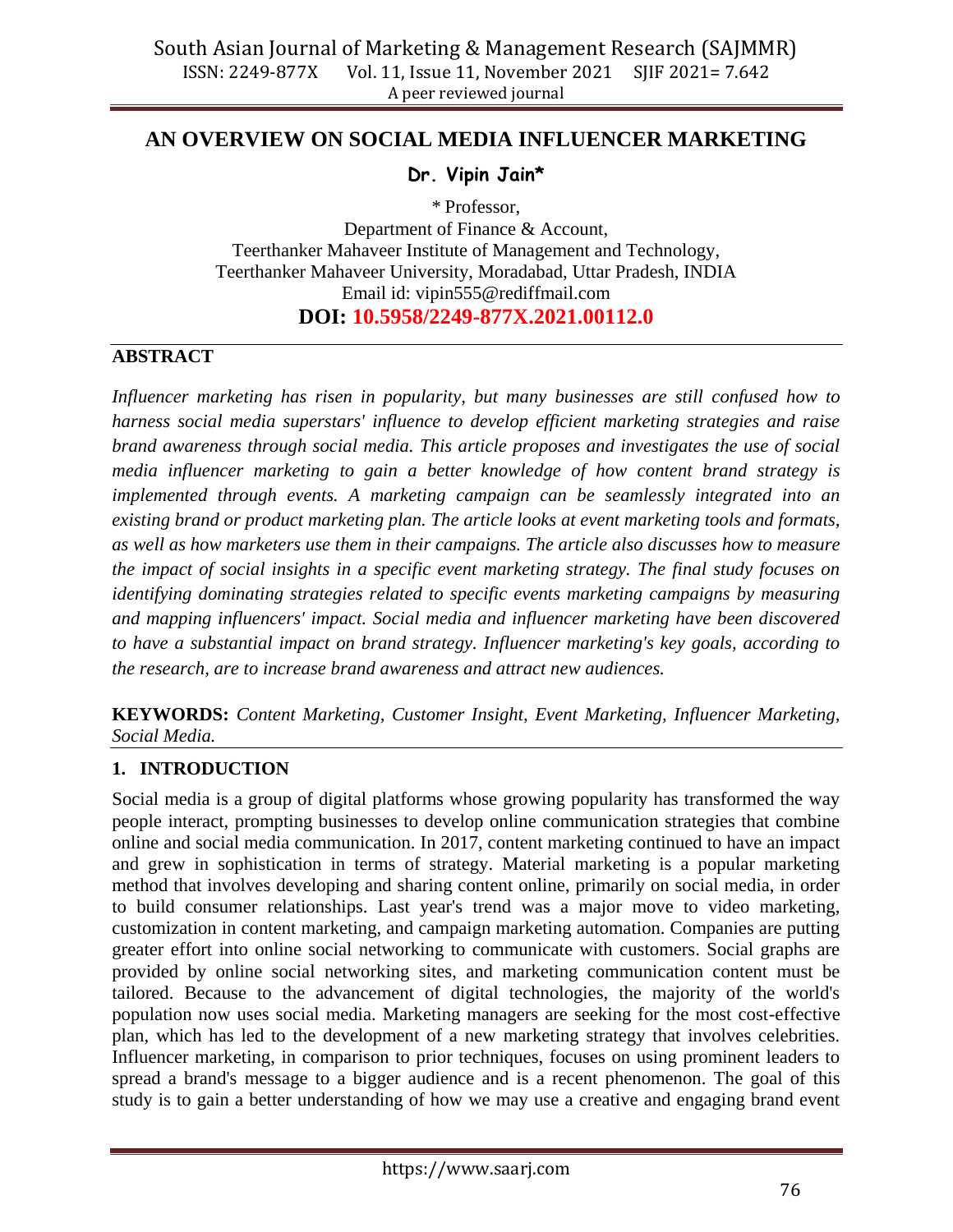# AN OVERVIEW ON SOCIAL MEDIA INFLUENCER MARKETING

**Dr. Vipin Jain***

\* Professor,
Department of Finance & Account,
Teerthanker Mahaveer Institute of Management and Technology,
Teerthanker Mahaveer University, Moradabad, Uttar Pradesh, INDIA
Email id: vipin555@rediffmail.com

**DOI: 10.5958/2249-877X.2021.00112.0**

## ABSTRACT

*Influencer marketing has risen in popularity, but many businesses are still confused how to harness social media superstars' influence to develop efficient marketing strategies and raise brand awareness through social media. This article proposes and investigates the use of social media influencer marketing to gain a better knowledge of how content brand strategy is implemented through events. A marketing campaign can be seamlessly integrated into an existing brand or product marketing plan. The article looks at event marketing tools and formats, as well as how marketers use them in their campaigns. The article also discusses how to measure the impact of social insights in a specific event marketing strategy. The final study focuses on identifying dominating strategies related to specific events marketing campaigns by measuring and mapping influencers' impact. Social media and influencer marketing have been discovered to have a substantial impact on brand strategy. Influencer marketing's key goals, according to the research, are to increase brand awareness and attract new audiences.*

**KEYWORDS:** *Content Marketing, Customer Insight, Event Marketing, Influencer Marketing, Social Media.*

## 1. INTRODUCTION

Social media is a group of digital platforms whose growing popularity has transformed the way people interact, prompting businesses to develop online communication strategies that combine online and social media communication. In 2017, content marketing continued to have an impact and grew in sophistication in terms of strategy. Material marketing is a popular marketing method that involves developing and sharing content online, primarily on social media, in order to build consumer relationships. Last year's trend was a major move to video marketing, customization in content marketing, and campaign marketing automation. Companies are putting greater effort into online social networking to communicate with customers. Social graphs are provided by online social networking sites, and marketing communication content must be tailored. Because to the advancement of digital technologies, the majority of the world's population now uses social media. Marketing managers are seeking for the most cost-effective plan, which has led to the development of a new marketing strategy that involves celebrities. Influencer marketing, in comparison to prior techniques, focuses on using prominent leaders to spread a brand's message to a bigger audience and is a recent phenomenon. The goal of this study is to gain a better understanding of how we may use a creative and engaging brand event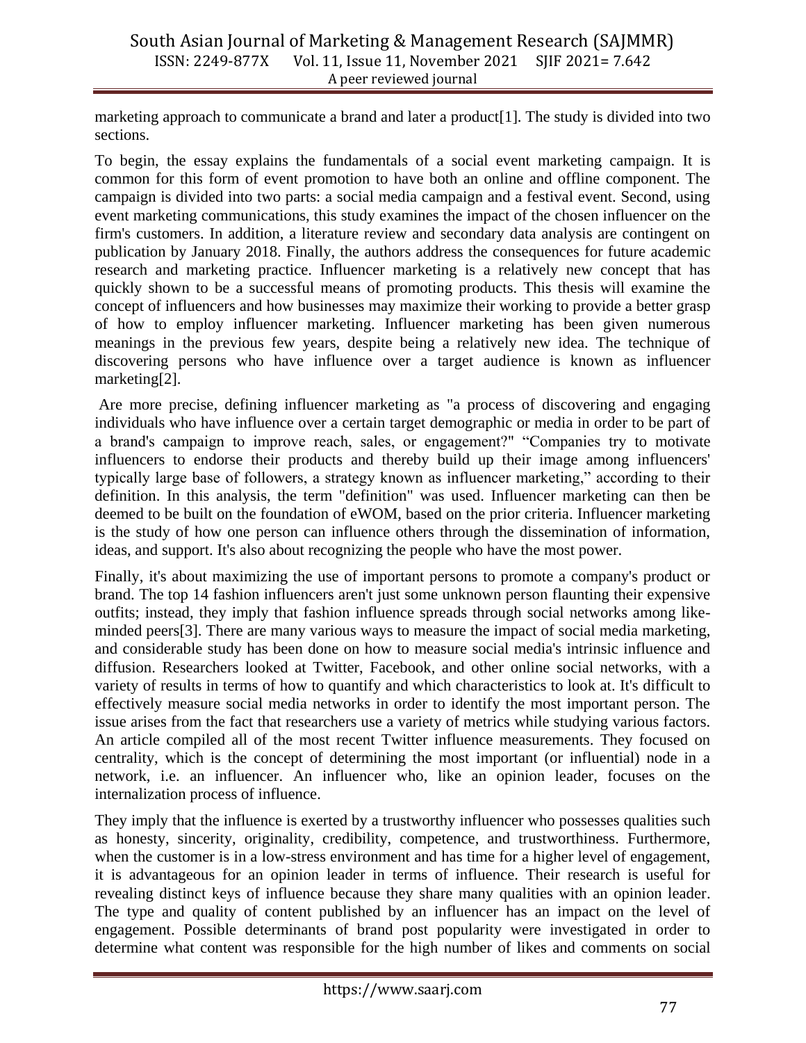marketing approach to communicate a brand and later a product[1]. The study is divided into two sections.

To begin, the essay explains the fundamentals of a social event marketing campaign. It is common for this form of event promotion to have both an online and offline component. The campaign is divided into two parts: a social media campaign and a festival event. Second, using event marketing communications, this study examines the impact of the chosen influencer on the firm's customers. In addition, a literature review and secondary data analysis are contingent on publication by January 2018. Finally, the authors address the consequences for future academic research and marketing practice. Influencer marketing is a relatively new concept that has quickly shown to be a successful means of promoting products. This thesis will examine the concept of influencers and how businesses may maximize their working to provide a better grasp of how to employ influencer marketing. Influencer marketing has been given numerous meanings in the previous few years, despite being a relatively new idea. The technique of discovering persons who have influence over a target audience is known as influencer marketing[2].

Are more precise, defining influencer marketing as "a process of discovering and engaging individuals who have influence over a certain target demographic or media in order to be part of a brand's campaign to improve reach, sales, or engagement?" "Companies try to motivate influencers to endorse their products and thereby build up their image among influencers' typically large base of followers, a strategy known as influencer marketing," according to their definition. In this analysis, the term "definition" was used. Influencer marketing can then be deemed to be built on the foundation of eWOM, based on the prior criteria. Influencer marketing is the study of how one person can influence others through the dissemination of information, ideas, and support. It's also about recognizing the people who have the most power.

Finally, it's about maximizing the use of important persons to promote a company's product or brand. The top 14 fashion influencers aren't just some unknown person flaunting their expensive outfits; instead, they imply that fashion influence spreads through social networks among like-minded peers[3]. There are many various ways to measure the impact of social media marketing, and considerable study has been done on how to measure social media's intrinsic influence and diffusion. Researchers looked at Twitter, Facebook, and other online social networks, with a variety of results in terms of how to quantify and which characteristics to look at. It's difficult to effectively measure social media networks in order to identify the most important person. The issue arises from the fact that researchers use a variety of metrics while studying various factors. An article compiled all of the most recent Twitter influence measurements. They focused on centrality, which is the concept of determining the most important (or influential) node in a network, i.e. an influencer. An influencer who, like an opinion leader, focuses on the internalization process of influence.

They imply that the influence is exerted by a trustworthy influencer who possesses qualities such as honesty, sincerity, originality, credibility, competence, and trustworthiness. Furthermore, when the customer is in a low-stress environment and has time for a higher level of engagement, it is advantageous for an opinion leader in terms of influence. Their research is useful for revealing distinct keys of influence because they share many qualities with an opinion leader. The type and quality of content published by an influencer has an impact on the level of engagement. Possible determinants of brand post popularity were investigated in order to determine what content was responsible for the high number of likes and comments on social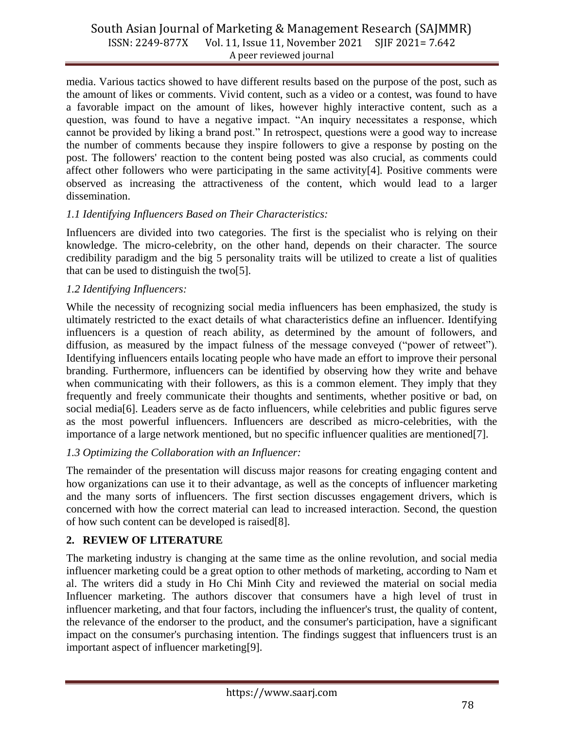media. Various tactics showed to have different results based on the purpose of the post, such as the amount of likes or comments. Vivid content, such as a video or a contest, was found to have a favorable impact on the amount of likes, however highly interactive content, such as a question, was found to have a negative impact. "An inquiry necessitates a response, which cannot be provided by liking a brand post." In retrospect, questions were a good way to increase the number of comments because they inspire followers to give a response by posting on the post. The followers' reaction to the content being posted was also crucial, as comments could affect other followers who were participating in the same activity[4]. Positive comments were observed as increasing the attractiveness of the content, which would lead to a larger dissemination.

### *1.1 Identifying Influencers Based on Their Characteristics:*

Influencers are divided into two categories. The first is the specialist who is relying on their knowledge. The micro-celebrity, on the other hand, depends on their character. The source credibility paradigm and the big 5 personality traits will be utilized to create a list of qualities that can be used to distinguish the two[5].

### *1.2 Identifying Influencers:*

While the necessity of recognizing social media influencers has been emphasized, the study is ultimately restricted to the exact details of what characteristics define an influencer. Identifying influencers is a question of reach ability, as determined by the amount of followers, and diffusion, as measured by the impact fulness of the message conveyed ("power of retweet"). Identifying influencers entails locating people who have made an effort to improve their personal branding. Furthermore, influencers can be identified by observing how they write and behave when communicating with their followers, as this is a common element. They imply that they frequently and freely communicate their thoughts and sentiments, whether positive or bad, on social media[6]. Leaders serve as de facto influencers, while celebrities and public figures serve as the most powerful influencers. Influencers are described as micro-celebrities, with the importance of a large network mentioned, but no specific influencer qualities are mentioned[7].

### *1.3 Optimizing the Collaboration with an Influencer:*

The remainder of the presentation will discuss major reasons for creating engaging content and how organizations can use it to their advantage, as well as the concepts of influencer marketing and the many sorts of influencers. The first section discusses engagement drivers, which is concerned with how the correct material can lead to increased interaction. Second, the question of how such content can be developed is raised[8].

## 2. REVIEW OF LITERATURE

The marketing industry is changing at the same time as the online revolution, and social media influencer marketing could be a great option to other methods of marketing, according to Nam et al. The writers did a study in Ho Chi Minh City and reviewed the material on social media Influencer marketing. The authors discover that consumers have a high level of trust in influencer marketing, and that four factors, including the influencer's trust, the quality of content, the relevance of the endorser to the product, and the consumer's participation, have a significant impact on the consumer's purchasing intention. The findings suggest that influencers trust is an important aspect of influencer marketing[9].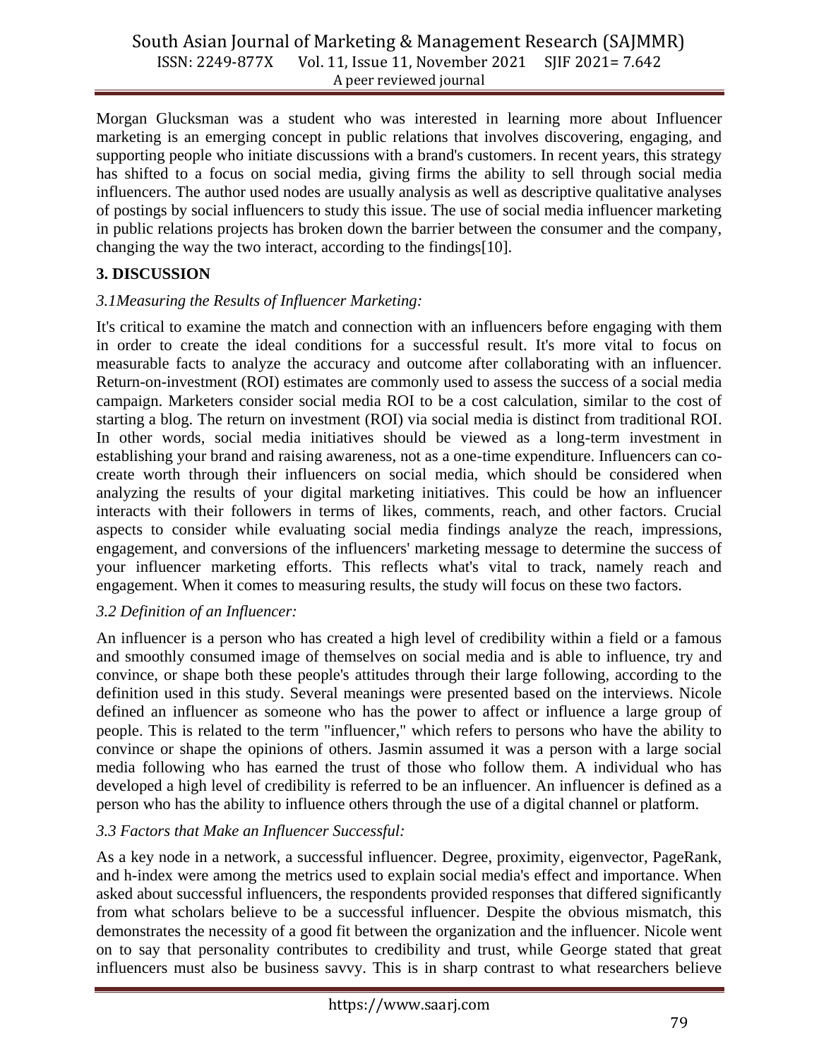Morgan Glucksman was a student who was interested in learning more about Influencer marketing is an emerging concept in public relations that involves discovering, engaging, and supporting people who initiate discussions with a brand's customers. In recent years, this strategy has shifted to a focus on social media, giving firms the ability to sell through social media influencers. The author used nodes are usually analysis as well as descriptive qualitative analyses of postings by social influencers to study this issue. The use of social media influencer marketing in public relations projects has broken down the barrier between the consumer and the company, changing the way the two interact, according to the findings[10].

## 3. DISCUSSION

### *3.1Measuring the Results of Influencer Marketing:*

It's critical to examine the match and connection with an influencers before engaging with them in order to create the ideal conditions for a successful result. It's more vital to focus on measurable facts to analyze the accuracy and outcome after collaborating with an influencer. Return-on-investment (ROI) estimates are commonly used to assess the success of a social media campaign. Marketers consider social media ROI to be a cost calculation, similar to the cost of starting a blog. The return on investment (ROI) via social media is distinct from traditional ROI. In other words, social media initiatives should be viewed as a long-term investment in establishing your brand and raising awareness, not as a one-time expenditure. Influencers can co-create worth through their influencers on social media, which should be considered when analyzing the results of your digital marketing initiatives. This could be how an influencer interacts with their followers in terms of likes, comments, reach, and other factors. Crucial aspects to consider while evaluating social media findings analyze the reach, impressions, engagement, and conversions of the influencers' marketing message to determine the success of your influencer marketing efforts. This reflects what's vital to track, namely reach and engagement. When it comes to measuring results, the study will focus on these two factors.

### *3.2 Definition of an Influencer:*

An influencer is a person who has created a high level of credibility within a field or a famous and smoothly consumed image of themselves on social media and is able to influence, try and convince, or shape both these people's attitudes through their large following, according to the definition used in this study. Several meanings were presented based on the interviews. Nicole defined an influencer as someone who has the power to affect or influence a large group of people. This is related to the term "influencer," which refers to persons who have the ability to convince or shape the opinions of others. Jasmin assumed it was a person with a large social media following who has earned the trust of those who follow them. A individual who has developed a high level of credibility is referred to be an influencer. An influencer is defined as a person who has the ability to influence others through the use of a digital channel or platform.

### *3.3 Factors that Make an Influencer Successful:*

As a key node in a network, a successful influencer. Degree, proximity, eigenvector, PageRank, and h-index were among the metrics used to explain social media's effect and importance. When asked about successful influencers, the respondents provided responses that differed significantly from what scholars believe to be a successful influencer. Despite the obvious mismatch, this demonstrates the necessity of a good fit between the organization and the influencer. Nicole went on to say that personality contributes to credibility and trust, while George stated that great influencers must also be business savvy. This is in sharp contrast to what researchers believe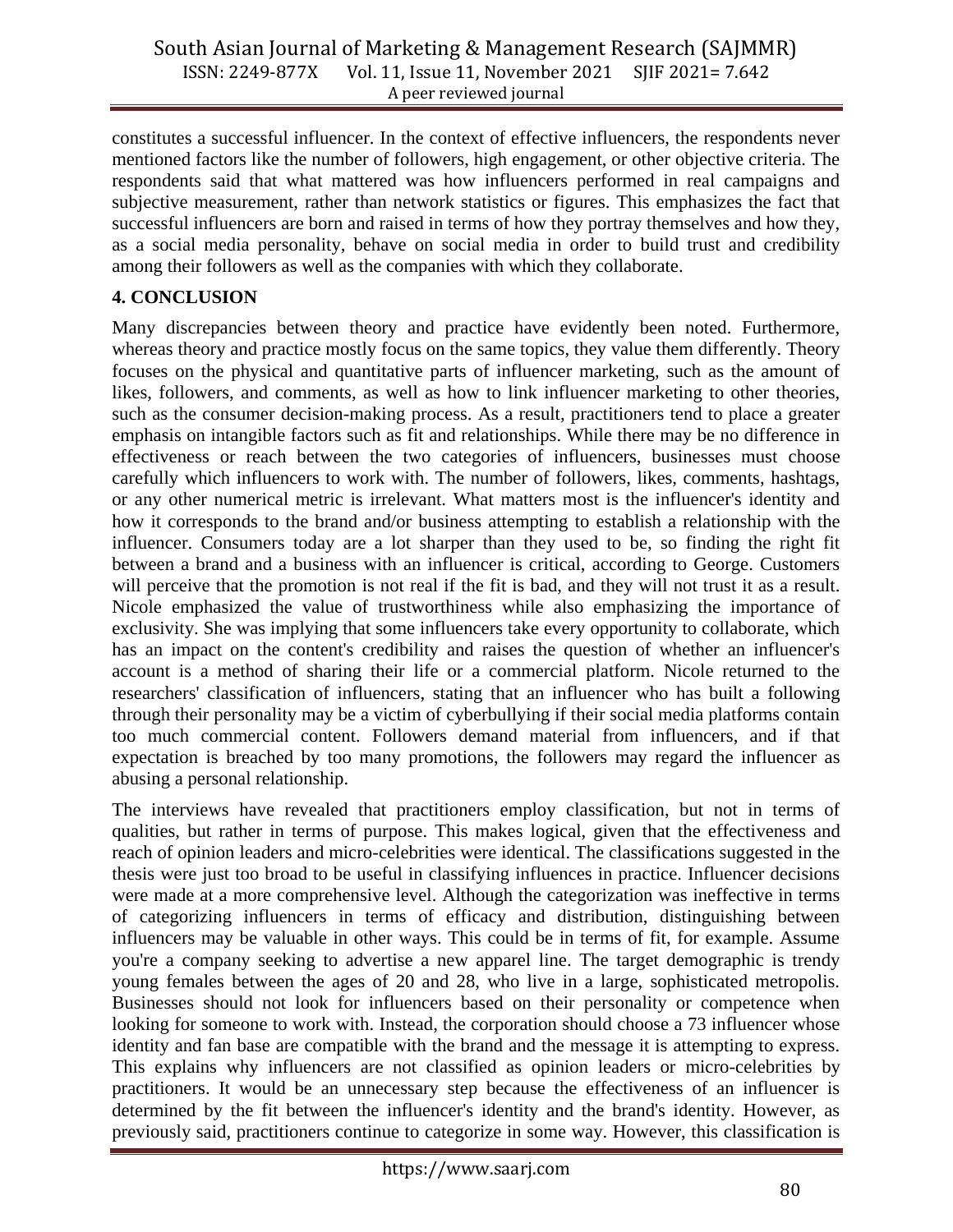constitutes a successful influencer. In the context of effective influencers, the respondents never mentioned factors like the number of followers, high engagement, or other objective criteria. The respondents said that what mattered was how influencers performed in real campaigns and subjective measurement, rather than network statistics or figures. This emphasizes the fact that successful influencers are born and raised in terms of how they portray themselves and how they, as a social media personality, behave on social media in order to build trust and credibility among their followers as well as the companies with which they collaborate.

## 4. CONCLUSION

Many discrepancies between theory and practice have evidently been noted. Furthermore, whereas theory and practice mostly focus on the same topics, they value them differently. Theory focuses on the physical and quantitative parts of influencer marketing, such as the amount of likes, followers, and comments, as well as how to link influencer marketing to other theories, such as the consumer decision-making process. As a result, practitioners tend to place a greater emphasis on intangible factors such as fit and relationships. While there may be no difference in effectiveness or reach between the two categories of influencers, businesses must choose carefully which influencers to work with. The number of followers, likes, comments, hashtags, or any other numerical metric is irrelevant. What matters most is the influencer's identity and how it corresponds to the brand and/or business attempting to establish a relationship with the influencer. Consumers today are a lot sharper than they used to be, so finding the right fit between a brand and a business with an influencer is critical, according to George. Customers will perceive that the promotion is not real if the fit is bad, and they will not trust it as a result. Nicole emphasized the value of trustworthiness while also emphasizing the importance of exclusivity. She was implying that some influencers take every opportunity to collaborate, which has an impact on the content's credibility and raises the question of whether an influencer's account is a method of sharing their life or a commercial platform. Nicole returned to the researchers' classification of influencers, stating that an influencer who has built a following through their personality may be a victim of cyberbullying if their social media platforms contain too much commercial content. Followers demand material from influencers, and if that expectation is breached by too many promotions, the followers may regard the influencer as abusing a personal relationship.

The interviews have revealed that practitioners employ classification, but not in terms of qualities, but rather in terms of purpose. This makes logical, given that the effectiveness and reach of opinion leaders and micro-celebrities were identical. The classifications suggested in the thesis were just too broad to be useful in classifying influences in practice. Influencer decisions were made at a more comprehensive level. Although the categorization was ineffective in terms of categorizing influencers in terms of efficacy and distribution, distinguishing between influencers may be valuable in other ways. This could be in terms of fit, for example. Assume you're a company seeking to advertise a new apparel line. The target demographic is trendy young females between the ages of 20 and 28, who live in a large, sophisticated metropolis. Businesses should not look for influencers based on their personality or competence when looking for someone to work with. Instead, the corporation should choose a 73 influencer whose identity and fan base are compatible with the brand and the message it is attempting to express. This explains why influencers are not classified as opinion leaders or micro-celebrities by practitioners. It would be an unnecessary step because the effectiveness of an influencer is determined by the fit between the influencer's identity and the brand's identity. However, as previously said, practitioners continue to categorize in some way. However, this classification is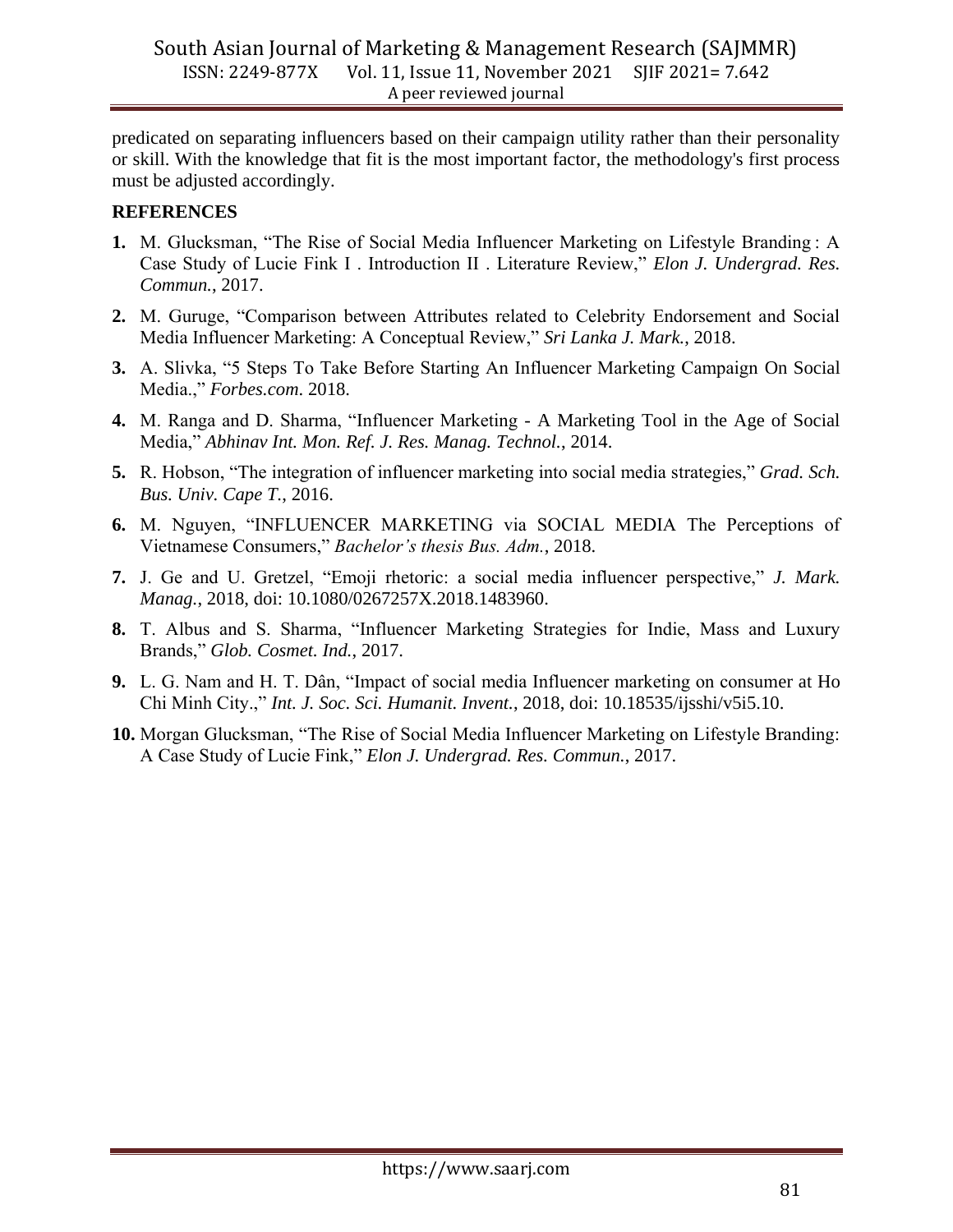predicated on separating influencers based on their campaign utility rather than their personality or skill. With the knowledge that fit is the most important factor, the methodology's first process must be adjusted accordingly.

## REFERENCES

1. M. Glucksman, "The Rise of Social Media Influencer Marketing on Lifestyle Branding : A Case Study of Lucie Fink I . Introduction II . Literature Review," *Elon J. Undergrad. Res. Commun.*, 2017.
2. M. Guruge, "Comparison between Attributes related to Celebrity Endorsement and Social Media Influencer Marketing: A Conceptual Review," *Sri Lanka J. Mark.*, 2018.
3. A. Slivka, "5 Steps To Take Before Starting An Influencer Marketing Campaign On Social Media.," *Forbes.com*. 2018.
4. M. Ranga and D. Sharma, "Influencer Marketing - A Marketing Tool in the Age of Social Media," *Abhinav Int. Mon. Ref. J. Res. Manag. Technol.*, 2014.
5. R. Hobson, "The integration of influencer marketing into social media strategies," *Grad. Sch. Bus. Univ. Cape T.*, 2016.
6. M. Nguyen, "INFLUENCER MARKETING via SOCIAL MEDIA The Perceptions of Vietnamese Consumers," *Bachelor's thesis Bus. Adm.*, 2018.
7. J. Ge and U. Gretzel, "Emoji rhetoric: a social media influencer perspective," *J. Mark. Manag.*, 2018, doi: 10.1080/0267257X.2018.1483960.
8. T. Albus and S. Sharma, "Influencer Marketing Strategies for Indie, Mass and Luxury Brands," *Glob. Cosmet. Ind.*, 2017.
9. L. G. Nam and H. T. Dân, "Impact of social media Influencer marketing on consumer at Ho Chi Minh City.," *Int. J. Soc. Sci. Humanit. Invent.*, 2018, doi: 10.18535/ijsshi/v5i5.10.
10. Morgan Glucksman, "The Rise of Social Media Influencer Marketing on Lifestyle Branding: A Case Study of Lucie Fink," *Elon J. Undergrad. Res. Commun.*, 2017.